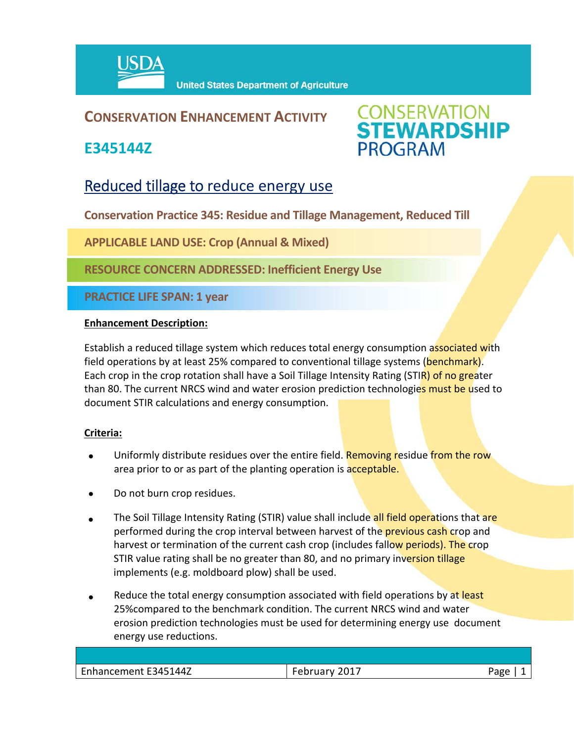United States Department of Agriculture

# CONSERVATION ENHANCEMENT ACTIVITY

## E345144Z

CONSERVATION STEWARDSHIP PROGRAM

## Reduced tillage to reduce energy use

**Conservation Practice 345: Residue and Tillage Management, Reduced Till**

**APPLICABLE LAND USE: Crop (Annual & Mixed)**

**RESOURCE CONCERN ADDRESSED: Inefficient Energy Use**

**PRACTICE LIFE SPAN: 1 year**

**Enhancement Description:**

Establish a reduced tillage system which reduces total energy consumption associated with field operations by at least 25% compared to conventional tillage systems (benchmark). Each crop in the crop rotation shall have a Soil Tillage Intensity Rating (STIR) of no greater than 80. The current NRCS wind and water erosion prediction technologies must be used to document STIR calculations and energy consumption.

**Criteria:**

- Uniformly distribute residues over the entire field. Removing residue from the row area prior to or as part of the planting operation is acceptable.
- Do not burn crop residues.
- The Soil Tillage Intensity Rating (STIR) value shall include all field operations that are performed during the crop interval between harvest of the previous cash crop and harvest or termination of the current cash crop (includes fallow periods). The crop STIR value rating shall be no greater than 80, and no primary inversion tillage implements (e.g. moldboard plow) shall be used.
- Reduce the total energy consumption associated with field operations by at least 25%compared to the benchmark condition. The current NRCS wind and water erosion prediction technologies must be used for determining energy use document energy use reductions.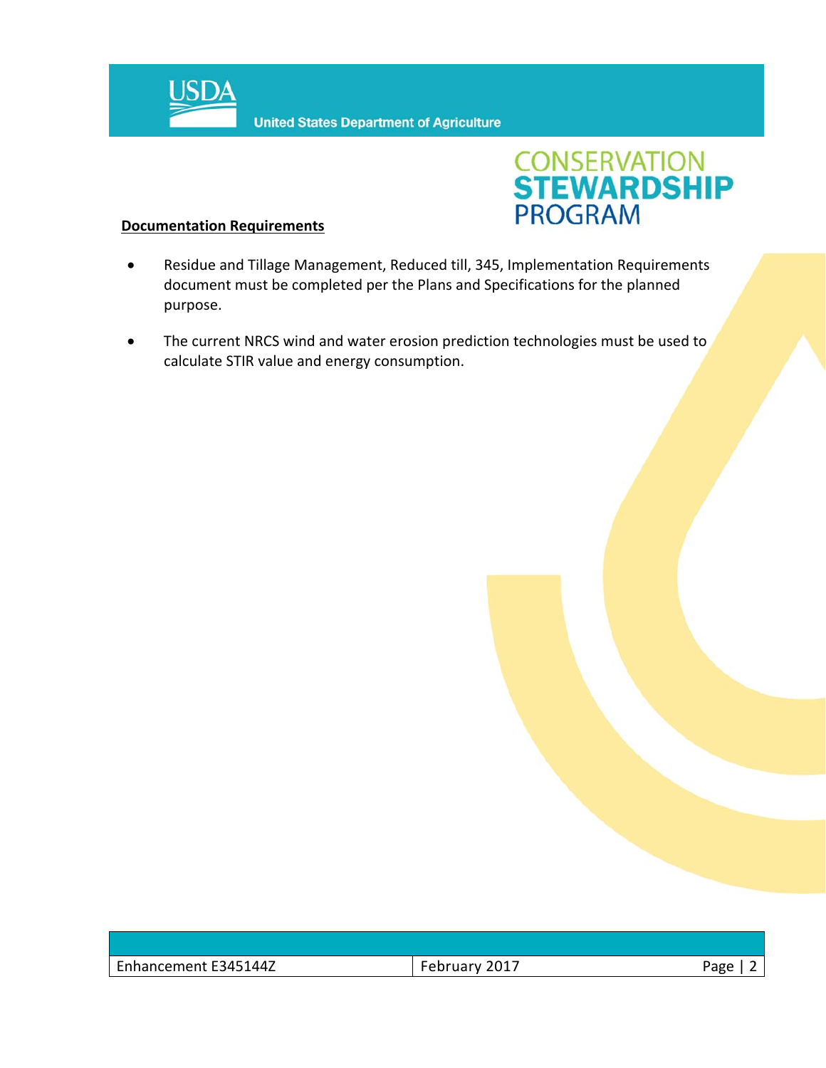**Documentation Requirements**

- Residue and Tillage Management, Reduced till, 345, Implementation Requirements document must be completed per the Plans and Specifications for the planned purpose.
- The current NRCS wind and water erosion prediction technologies must be used to calculate STIR value and energy consumption.